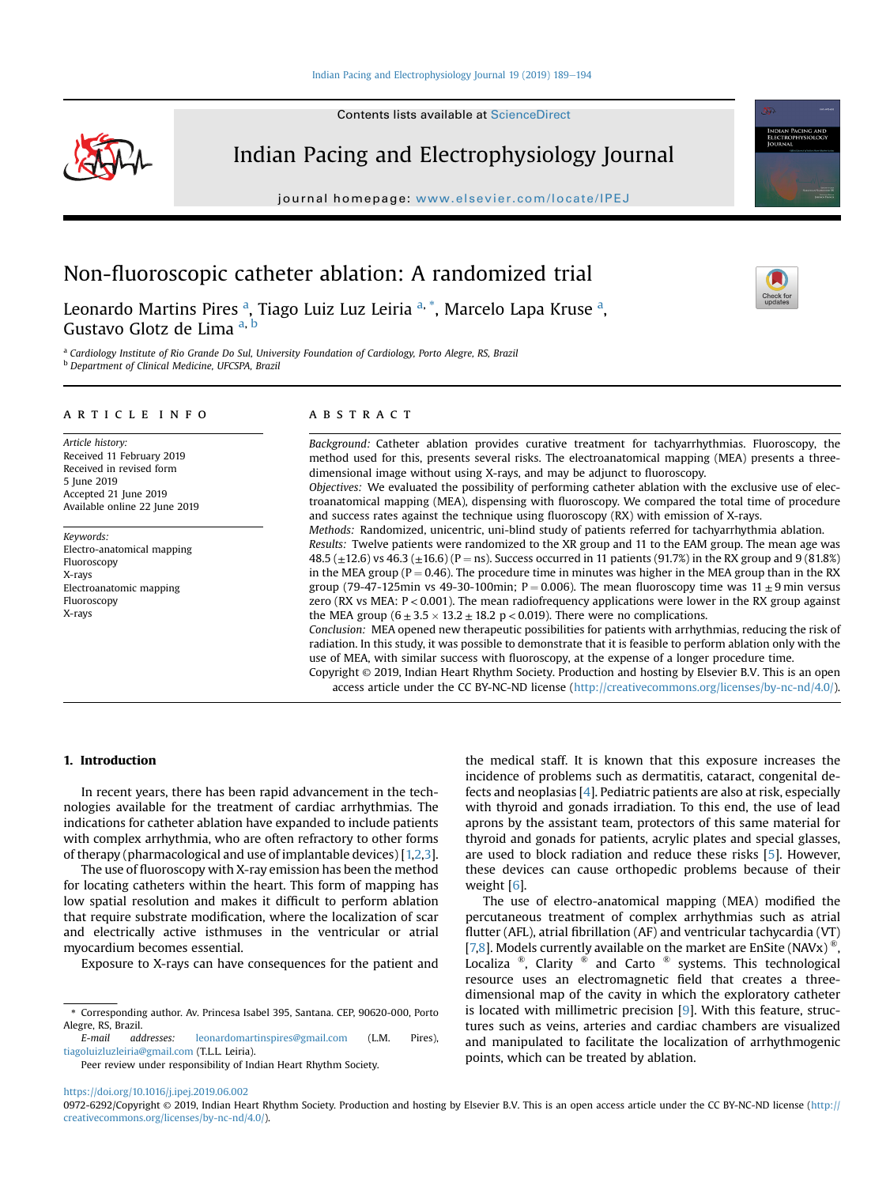# Non-fluoroscopic catheter ablation: A randomized trial

Leonardo Martins Pires [a], Tiago Luiz Luz Leiria [a, *], Marcelo Lapa Kruse [a], Gustavo Glotz de Lima [a, b]

[a] Cardiology Institute of Rio Grande Do Sul, University Foundation of Cardiology, Porto Alegre, RS, Brazil
[b] Department of Clinical Medicine, UFCSPA, Brazil

## ARTICLE INFO

*Article history:*
Received 11 February 2019
Received in revised form
5 June 2019
Accepted 21 June 2019
Available online 22 June 2019

*Keywords:*
Electro-anatomical mapping
Fluoroscopy
X-rays
Electroanatomic mapping
Fluoroscopy
X-rays

## ABSTRACT

*Background:* Catheter ablation provides curative treatment for tachyarrhythmias. Fluoroscopy, the method used for this, presents several risks. The electroanatomical mapping (MEA) presents a three-dimensional image without using X-rays, and may be adjunct to fluoroscopy.

*Objectives:* We evaluated the possibility of performing catheter ablation with the exclusive use of electroanatomical mapping (MEA), dispensing with fluoroscopy. We compared the total time of procedure and success rates against the technique using fluoroscopy (RX) with emission of X-rays.

*Methods:* Randomized, unicentric, uni-blind study of patients referred for tachyarrhythmia ablation.

*Results:* Twelve patients were randomized to the XR group and 11 to the EAM group. The mean age was 48.5 (±12.6) vs 46.3 (±16.6) (P = ns). Success occurred in 11 patients (91.7%) in the RX group and 9 (81.8%) in the MEA group (P = 0.46). The procedure time in minutes was higher in the MEA group than in the RX group (79-47-125min vs 49-30-100min; P = 0.006). The mean fluoroscopy time was 11 ± 9 min versus zero (RX vs MEA: P < 0.001). The mean radiofrequency applications were lower in the RX group against the MEA group (6 ± 3.5 × 13.2 ± 18.2 p < 0.019). There were no complications.

*Conclusion:* MEA opened new therapeutic possibilities for patients with arrhythmias, reducing the risk of radiation. In this study, it was possible to demonstrate that it is feasible to perform ablation only with the use of MEA, with similar success with fluoroscopy, at the expense of a longer procedure time.

Copyright © 2019, Indian Heart Rhythm Society. Production and hosting by Elsevier B.V. This is an open access article under the CC BY-NC-ND license (http://creativecommons.org/licenses/by-nc-nd/4.0/).

## 1. Introduction

In recent years, there has been rapid advancement in the technologies available for the treatment of cardiac arrhythmias. The indications for catheter ablation have expanded to include patients with complex arrhythmia, who are often refractory to other forms of therapy (pharmacological and use of implantable devices) [1,2,3].

The use of fluoroscopy with X-ray emission has been the method for locating catheters within the heart. This form of mapping has low spatial resolution and makes it difficult to perform ablation that require substrate modification, where the localization of scar and electrically active isthmuses in the ventricular or atrial myocardium becomes essential.

Exposure to X-rays can have consequences for the patient and the medical staff. It is known that this exposure increases the incidence of problems such as dermatitis, cataract, congenital defects and neoplasias [4]. Pediatric patients are also at risk, especially with thyroid and gonads irradiation. To this end, the use of lead aprons by the assistant team, protectors of this same material for thyroid and gonads for patients, acrylic plates and special glasses, are used to block radiation and reduce these risks [5]. However, these devices can cause orthopedic problems because of their weight [6].

The use of electro-anatomical mapping (MEA) modified the percutaneous treatment of complex arrhythmias such as atrial flutter (AFL), atrial fibrillation (AF) and ventricular tachycardia (VT) [7,8]. Models currently available on the market are EnSite (NAVx) ®, Localiza ®, Clarity ® and Carto ® systems. This technological resource uses an electromagnetic field that creates a three-dimensional map of the cavity in which the exploratory catheter is located with millimetric precision [9]. With this feature, structures such as veins, arteries and cardiac chambers are visualized and manipulated to facilitate the localization of arrhythmogenic points, which can be treated by ablation.

* Corresponding author. Av. Princesa Isabel 395, Santana. CEP, 90620-000, Porto Alegre, RS, Brazil.
*E-mail addresses:* leonardomartinspires@gmail.com (L.M. Pires), tiagoluizluzleiria@gmail.com (T.L.L. Leiria).
Peer review under responsibility of Indian Heart Rhythm Society.

https://doi.org/10.1016/j.ipej.2019.06.002
0972-6292/Copyright © 2019, Indian Heart Rhythm Society. Production and hosting by Elsevier B.V. This is an open access article under the CC BY-NC-ND license (http://creativecommons.org/licenses/by-nc-nd/4.0/).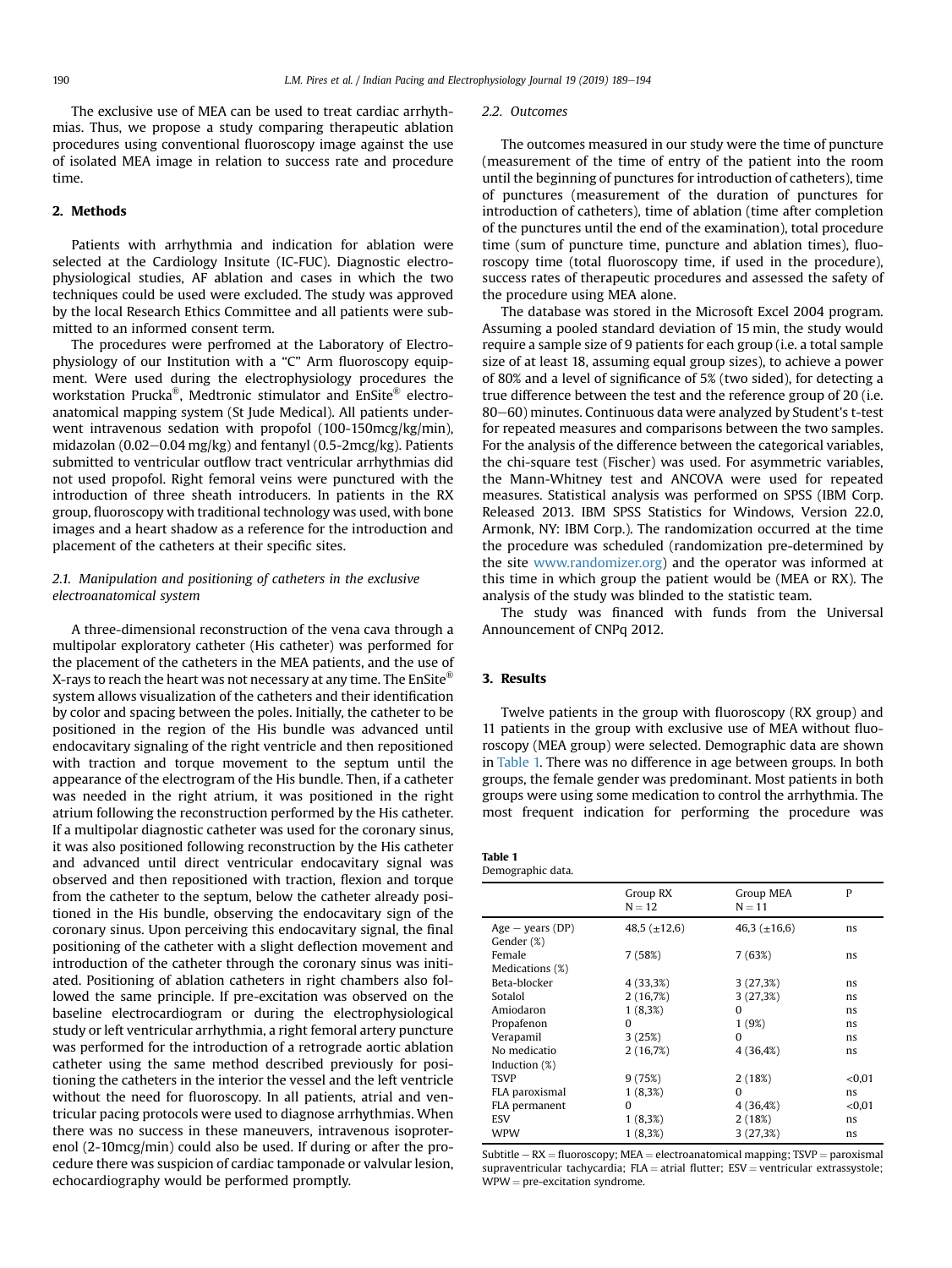The exclusive use of MEA can be used to treat cardiac arrhythmias. Thus, we propose a study comparing therapeutic ablation procedures using conventional fluoroscopy image against the use of isolated MEA image in relation to success rate and procedure time.

## 2. Methods

Patients with arrhythmia and indication for ablation were selected at the Cardiology Insitute (IC-FUC). Diagnostic electrophysiological studies, AF ablation and cases in which the two techniques could be used were excluded. The study was approved by the local Research Ethics Committee and all patients were submitted to an informed consent term.

The procedures were perfromed at the Laboratory of Electrophysiology of our Institution with a "C" Arm fluoroscopy equipment. Were used during the electrophysiology procedures the workstation Prucka®, Medtronic stimulator and EnSite® electroanatomical mapping system (St Jude Medical). All patients underwent intravenous sedation with propofol (100-150mcg/kg/min), midazolan (0.02–0.04 mg/kg) and fentanyl (0.5-2mcg/kg). Patients submitted to ventricular outflow tract ventricular arrhythmias did not used propofol. Right femoral veins were punctured with the introduction of three sheath introducers. In patients in the RX group, fluoroscopy with traditional technology was used, with bone images and a heart shadow as a reference for the introduction and placement of the catheters at their specific sites.

### 2.1. Manipulation and positioning of catheters in the exclusive electroanatomical system

A three-dimensional reconstruction of the vena cava through a multipolar exploratory catheter (His catheter) was performed for the placement of the catheters in the MEA patients, and the use of X-rays to reach the heart was not necessary at any time. The EnSite® system allows visualization of the catheters and their identification by color and spacing between the poles. Initially, the catheter to be positioned in the region of the His bundle was advanced until endocavitary signaling of the right ventricle and then repositioned with traction and torque movement to the septum until the appearance of the electrogram of the His bundle. Then, if a catheter was needed in the right atrium, it was positioned in the right atrium following the reconstruction performed by the His catheter. If a multipolar diagnostic catheter was used for the coronary sinus, it was also positioned following reconstruction by the His catheter and advanced until direct ventricular endocavitary signal was observed and then repositioned with traction, flexion and torque from the catheter to the septum, below the catheter already positioned in the His bundle, observing the endocavitary sign of the coronary sinus. Upon perceiving this endocavitary signal, the final positioning of the catheter with a slight deflection movement and introduction of the catheter through the coronary sinus was initiated. Positioning of ablation catheters in right chambers also followed the same principle. If pre-excitation was observed on the baseline electrocardiogram or during the electrophysiological study or left ventricular arrhythmia, a right femoral artery puncture was performed for the introduction of a retrograde aortic ablation catheter using the same method described previously for positioning the catheters in the interior the vessel and the left ventricle without the need for fluoroscopy. In all patients, atrial and ventricular pacing protocols were used to diagnose arrhythmias. When there was no success in these maneuvers, intravenous isoproterenol (2-10mcg/min) could also be used. If during or after the procedure there was suspicion of cardiac tamponade or valvular lesion, echocardiography would be performed promptly.

### 2.2. Outcomes

The outcomes measured in our study were the time of puncture (measurement of the time of entry of the patient into the room until the beginning of punctures for introduction of catheters), time of punctures (measurement of the duration of punctures for introduction of catheters), time of ablation (time after completion of the punctures until the end of the examination), total procedure time (sum of puncture time, puncture and ablation times), fluoroscopy time (total fluoroscopy time, if used in the procedure), success rates of therapeutic procedures and assessed the safety of the procedure using MEA alone.

The database was stored in the Microsoft Excel 2004 program. Assuming a pooled standard deviation of 15 min, the study would require a sample size of 9 patients for each group (i.e. a total sample size of at least 18, assuming equal group sizes), to achieve a power of 80% and a level of significance of 5% (two sided), for detecting a true difference between the test and the reference group of 20 (i.e. 80–60) minutes. Continuous data were analyzed by Student's t-test for repeated measures and comparisons between the two samples. For the analysis of the difference between the categorical variables, the chi-square test (Fischer) was used. For asymmetric variables, the Mann-Whitney test and ANCOVA were used for repeated measures. Statistical analysis was performed on SPSS (IBM Corp. Released 2013. IBM SPSS Statistics for Windows, Version 22.0, Armonk, NY: IBM Corp.). The randomization occurred at the time the procedure was scheduled (randomization pre-determined by the site www.randomizer.org) and the operator was informed at this time in which group the patient would be (MEA or RX). The analysis of the study was blinded to the statistic team.

The study was financed with funds from the Universal Announcement of CNPq 2012.

## 3. Results

Twelve patients in the group with fluoroscopy (RX group) and 11 patients in the group with exclusive use of MEA without fluoroscopy (MEA group) were selected. Demographic data are shown in Table 1. There was no difference in age between groups. In both groups, the female gender was predominant. Most patients in both groups were using some medication to control the arrhythmia. The most frequent indication for performing the procedure was

**Table 1**
Demographic data.

| | Group RX N = 12 | Group MEA N = 11 | P |
|---|---|---|---|
| Age – years (DP) | 48,5 (±12,6) | 46,3 (±16,6) | ns |
| Gender (%) | | | |
| Female | 7 (58%) | 7 (63%) | ns |
| Medications (%) | | | |
| Beta-blocker | 4 (33,3%) | 3 (27,3%) | ns |
| Sotalol | 2 (16,7%) | 3 (27,3%) | ns |
| Amiodaron | 1 (8,3%) | 0 | ns |
| Propafenon | 0 | 1 (9%) | ns |
| Verapamil | 3 (25%) | 0 | ns |
| No medicatio | 2 (16,7%) | 4 (36,4%) | ns |
| Induction (%) | | | |
| TSVP | 9 (75%) | 2 (18%) | <0,01 |
| FLA paroxismal | 1 (8,3%) | 0 | ns |
| FLA permanent | 0 | 4 (36,4%) | <0,01 |
| ESV | 1 (8,3%) | 2 (18%) | ns |
| WPW | 1 (8,3%) | 3 (27,3%) | ns |

Subtitle – RX = fluoroscopy; MEA = electroanatomical mapping; TSVP = paroxismal supraventricular tachycardia; FLA = atrial flutter; ESV = ventricular extrassystole; WPW = pre-excitation syndrome.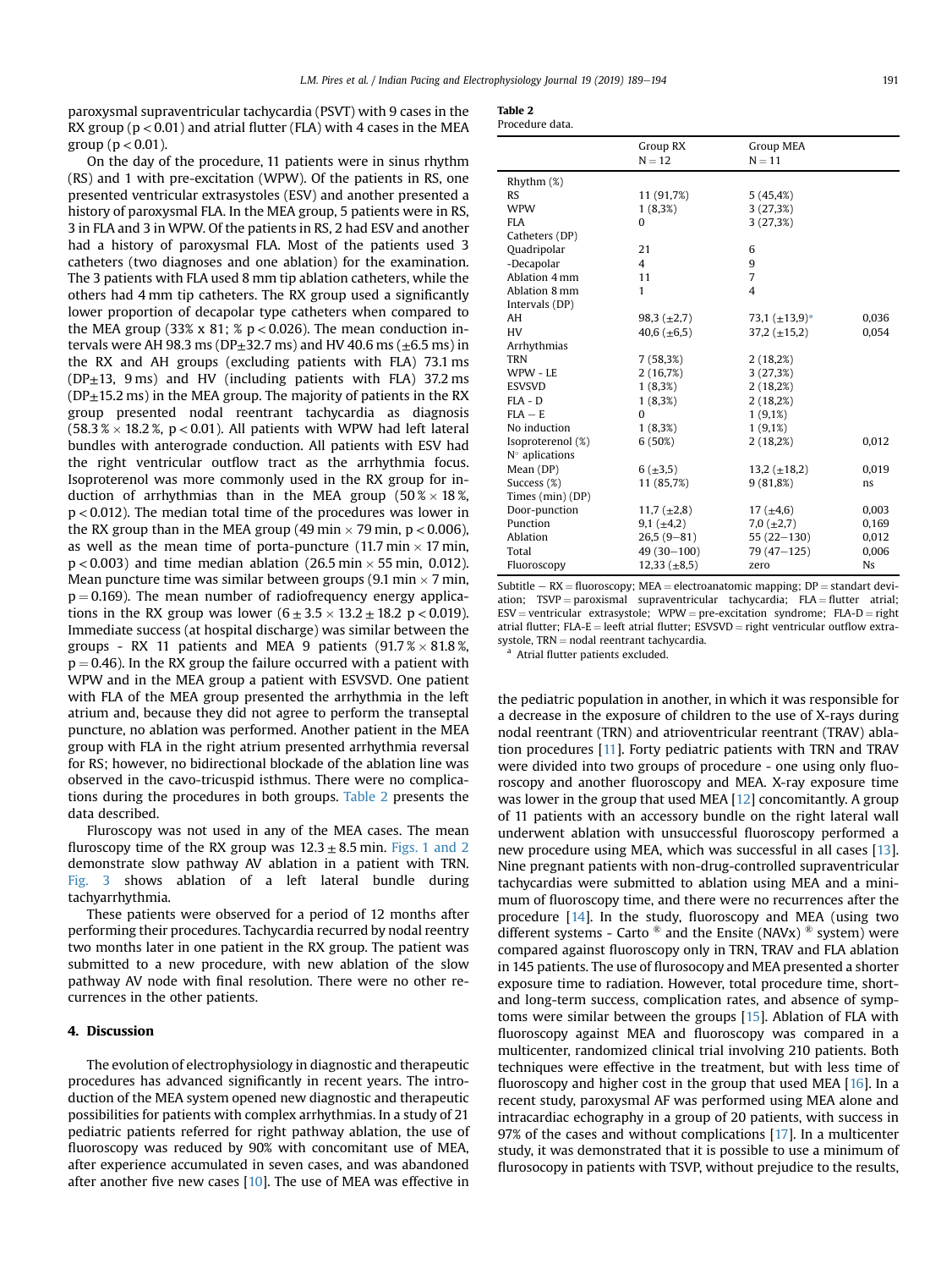paroxysmal supraventricular tachycardia (PSVT) with 9 cases in the RX group ($p < 0.01$) and atrial flutter (FLA) with 4 cases in the MEA group ($p < 0.01$).

On the day of the procedure, 11 patients were in sinus rhythm (RS) and 1 with pre-excitation (WPW). Of the patients in RS, one presented ventricular extrasystoles (ESV) and another presented a history of paroxysmal FLA. In the MEA group, 5 patients were in RS, 3 in FLA and 3 in WPW. Of the patients in RS, 2 had ESV and another had a history of paroxysmal FLA. Most of the patients used 3 catheters (two diagnoses and one ablation) for the examination. The 3 patients with FLA used 8 mm tip ablation catheters, while the others had 4 mm tip catheters. The RX group used a significantly lower proportion of decapolar type catheters when compared to the MEA group (33% x 81; % $p < 0.026$). The mean conduction intervals were AH 98.3 ms (DP±32.7 ms) and HV 40.6 ms (±6.5 ms) in the RX and AH groups (excluding patients with FLA) 73.1 ms (DP±13, 9 ms) and HV (including patients with FLA) 37.2 ms (DP±15.2 ms) in the MEA group. The majority of patients in the RX group presented nodal reentrant tachycardia as diagnosis (58.3 % × 18.2 %, $p < 0.01$). All patients with WPW had left lateral bundles with anterograde conduction. All patients with ESV had the right ventricular outflow tract as the arrhythmia focus. Isoproterenol was more commonly used in the RX group for induction of arrhythmias than in the MEA group (50 % × 18 %, $p < 0.012$). The median total time of the procedures was lower in the RX group than in the MEA group (49 min × 79 min, $p < 0.006$), as well as the mean time of porta-puncture (11.7 min × 17 min, $p < 0.003$) and time median ablation (26.5 min × 55 min, 0.012). Mean puncture time was similar between groups (9.1 min × 7 min, $p = 0.169$). The mean number of radiofrequency energy applications in the RX group was lower (6 ± 3.5 × 13.2 ± 18.2 $p < 0.019$). Immediate success (at hospital discharge) was similar between the groups - RX 11 patients and MEA 9 patients (91.7 % × 81.8 %, $p = 0.46$). In the RX group the failure occurred with a patient with WPW and in the MEA group a patient with ESVSVD. One patient with FLA of the MEA group presented the arrhythmia in the left atrium and, because they did not agree to perform the transeptal puncture, no ablation was performed. Another patient in the MEA group with FLA in the right atrium presented arrhythmia reversal for RS; however, no bidirectional blockade of the ablation line was observed in the cavo-tricuspid isthmus. There were no complications during the procedures in both groups. Table 2 presents the data described.

Fluroscopy was not used in any of the MEA cases. The mean fluroscopy time of the RX group was 12.3 ± 8.5 min. Figs. 1 and 2 demonstrate slow pathway AV ablation in a patient with TRN. Fig. 3 shows ablation of a left lateral bundle during tachyarrhythmia.

These patients were observed for a period of 12 months after performing their procedures. Tachycardia recurred by nodal reentry two months later in one patient in the RX group. The patient was submitted to a new procedure, with new ablation of the slow pathway AV node with final resolution. There were no other recurrences in the other patients.

**Table 2**
Procedure data.

| | Group RX N = 12 | Group MEA N = 11 | |
|---|---|---|---|
| Rhythm (%) | | | |
| RS | 11 (91,7%) | 5 (45,4%) | |
| WPW | 1 (8,3%) | 3 (27,3%) | |
| FLA | 0 | 3 (27,3%) | |
| Catheters (DP) | | | |
| Quadripolar | 21 | 6 | |
| -Decapolar | 4 | 9 | |
| Ablation 4 mm | 11 | 7 | |
| Ablation 8 mm | 1 | 4 | |
| Intervals (DP) | | | |
| AH | 98,3 (±2,7) | 73,1 (±13,9)[a] | 0,036 |
| HV | 40,6 (±6,5) | 37,2 (±15,2) | 0,054 |
| Arrhythmias | | | |
| TRN | 7 (58,3%) | 2 (18,2%) | |
| WPW - LE | 2 (16,7%) | 3 (27,3%) | |
| ESVSVD | 1 (8,3%) | 2 (18,2%) | |
| FLA - D | 1 (8,3%) | 2 (18,2%) | |
| FLA – E | 0 | 1 (9,1%) | |
| No induction | 1 (8,3%) | 1 (9,1%) | |
| Isoproterenol (%) | 6 (50%) | 2 (18,2%) | 0,012 |
| N° aplications | | | |
| Mean (DP) | 6 (±3,5) | 13,2 (±18,2) | 0,019 |
| Success (%) | 11 (85,7%) | 9 (81,8%) | ns |
| Times (min) (DP) | | | |
| Door-punction | 11,7 (±2,8) | 17 (±4,6) | 0,003 |
| Punction | 9,1 (±4,2) | 7,0 (±2,7) | 0,169 |
| Ablation | 26,5 (9–81) | 55 (22–130) | 0,012 |
| Total | 49 (30–100) | 79 (47–125) | 0,006 |
| Fluoroscopy | 12,33 (±8,5) | zero | Ns |

Subtitle – RX = fluoroscopy; MEA = electroanatomic mapping; DP = standart deviation; TSVP = paroxysmal supraventricular tachycardia; FLA = flutter atrial; ESV = ventricular extrasystole; WPW = pre-excitation syndrome; FLA-D = right atrial flutter; FLA-E = leeft atrial flutter; ESVSVD = right ventricular outflow extrasystole, TRN = nodal reentrant tachycardia.

[a] Atrial flutter patients excluded.

## 4. Discussion

The evolution of electrophysiology in diagnostic and therapeutic procedures has advanced significantly in recent years. The introduction of the MEA system opened new diagnostic and therapeutic possibilities for patients with complex arrhythmias. In a study of 21 pediatric patients referred for right pathway ablation, the use of fluoroscopy was reduced by 90% with concomitant use of MEA, after experience accumulated in seven cases, and was abandoned after another five new cases [10]. The use of MEA was effective in the pediatric population in another, in which it was responsible for a decrease in the exposure of children to the use of X-rays during nodal reentrant (TRN) and atrioventricular reentrant (TRAV) ablation procedures [11]. Forty pediatric patients with TRN and TRAV were divided into two groups of procedure - one using only fluoroscopy and another fluoroscopy and MEA. X-ray exposure time was lower in the group that used MEA [12] concomitantly. A group of 11 patients with an accessory bundle on the right lateral wall underwent ablation with unsuccessful fluoroscopy performed a new procedure using MEA, which was successful in all cases [13]. Nine pregnant patients with non-drug-controlled supraventricular tachycardias were submitted to ablation using MEA and a minimum of fluoroscopy time, and there were no recurrences after the procedure [14]. In the study, fluoroscopy and MEA (using two different systems - Carto ® and the Ensite (NAVx) ® system) were compared against fluoroscopy only in TRN, TRAV and FLA ablation in 145 patients. The use of flurosocopy and MEA presented a shorter exposure time to radiation. However, total procedure time, short- and long-term success, complication rates, and absence of symptoms were similar between the groups [15]. Ablation of FLA with fluoroscopy against MEA and fluoroscopy was compared in a multicenter, randomized clinical trial involving 210 patients. Both techniques were effective in the treatment, but with less time of fluoroscopy and higher cost in the group that used MEA [16]. In a recent study, paroxysmal AF was performed using MEA alone and intracardiac echography in a group of 20 patients, with success in 97% of the cases and without complications [17]. In a multicenter study, it was demonstrated that it is possible to use a minimum of flurosocopy in patients with TSVP, without prejudice to the results,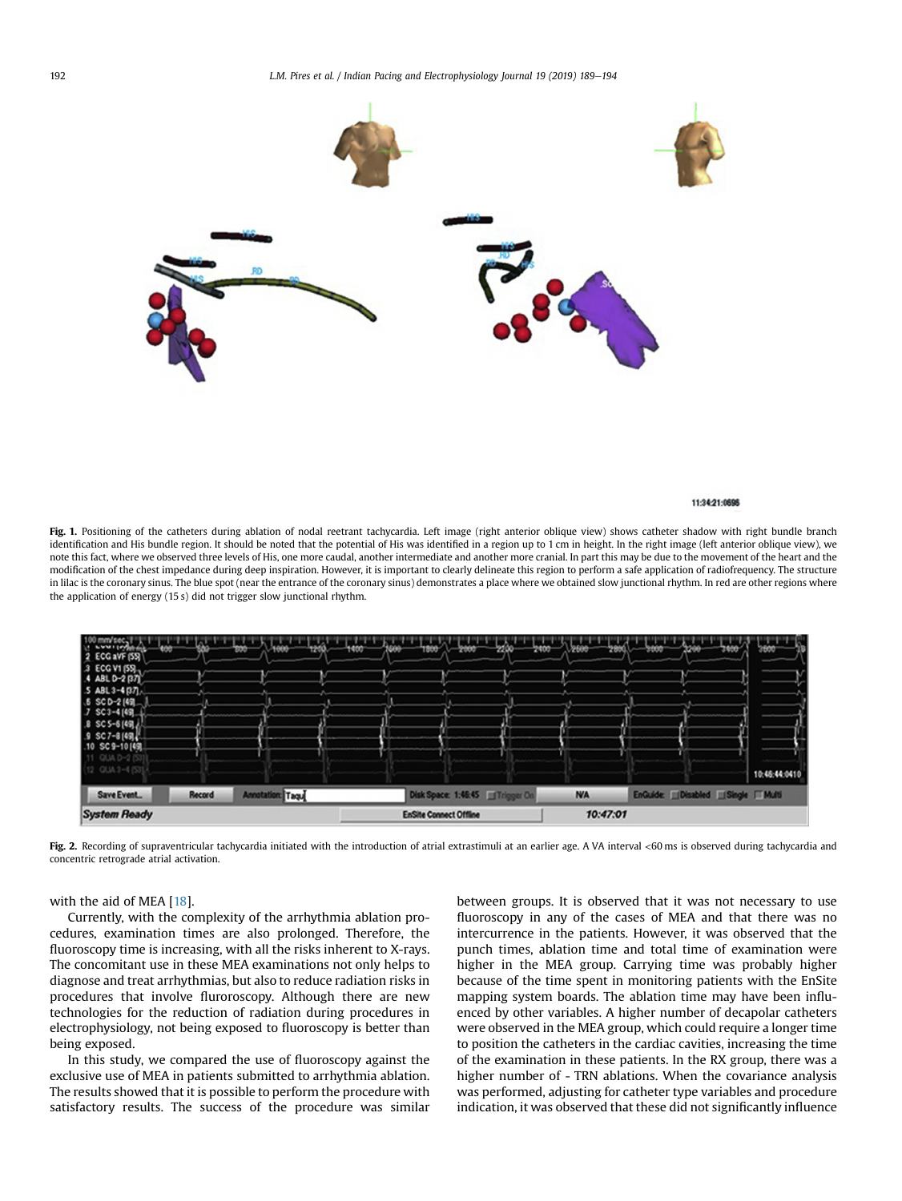**Fig. 1.** Positioning of the catheters during ablation of nodal reetrant tachycardia. Left image (right anterior oblique view) shows catheter shadow with right bundle branch identification and His bundle region. It should be noted that the potential of His was identified in a region up to 1 cm in height. In the right image (left anterior oblique view), we note this fact, where we observed three levels of His, one more caudal, another intermediate and another more cranial. In part this may be due to the movement of the heart and the modification of the chest impedance during deep inspiration. However, it is important to clearly delineate this region to perform a safe application of radiofrequency. The structure in lilac is the coronary sinus. The blue spot (near the entrance of the coronary sinus) demonstrates a place where we obtained slow junctional rhythm. In red are other regions where the application of energy (15 s) did not trigger slow junctional rhythm.

**Fig. 2.** Recording of supraventricular tachycardia initiated with the introduction of atrial extrastimuli at an earlier age. A VA interval <60 ms is observed during tachycardia and concentric retrograde atrial activation.

with the aid of MEA [18].

Currently, with the complexity of the arrhythmia ablation procedures, examination times are also prolonged. Therefore, the fluoroscopy time is increasing, with all the risks inherent to X-rays. The concomitant use in these MEA examinations not only helps to diagnose and treat arrhythmias, but also to reduce radiation risks in procedures that involve fluroroscopy. Although there are new technologies for the reduction of radiation during procedures in electrophysiology, not being exposed to fluoroscopy is better than being exposed.

In this study, we compared the use of fluoroscopy against the exclusive use of MEA in patients submitted to arrhythmia ablation. The results showed that it is possible to perform the procedure with satisfactory results. The success of the procedure was similar between groups. It is observed that it was not necessary to use fluoroscopy in any of the cases of MEA and that there was no intercurrence in the patients. However, it was observed that the punch times, ablation time and total time of examination were higher in the MEA group. Carrying time was probably higher because of the time spent in monitoring patients with the EnSite mapping system boards. The ablation time may have been influenced by other variables. A higher number of decapolar catheters were observed in the MEA group, which could require a longer time to position the catheters in the cardiac cavities, increasing the time of the examination in these patients. In the RX group, there was a higher number of - TRN ablations. When the covariance analysis was performed, adjusting for catheter type variables and procedure indication, it was observed that these did not significantly influence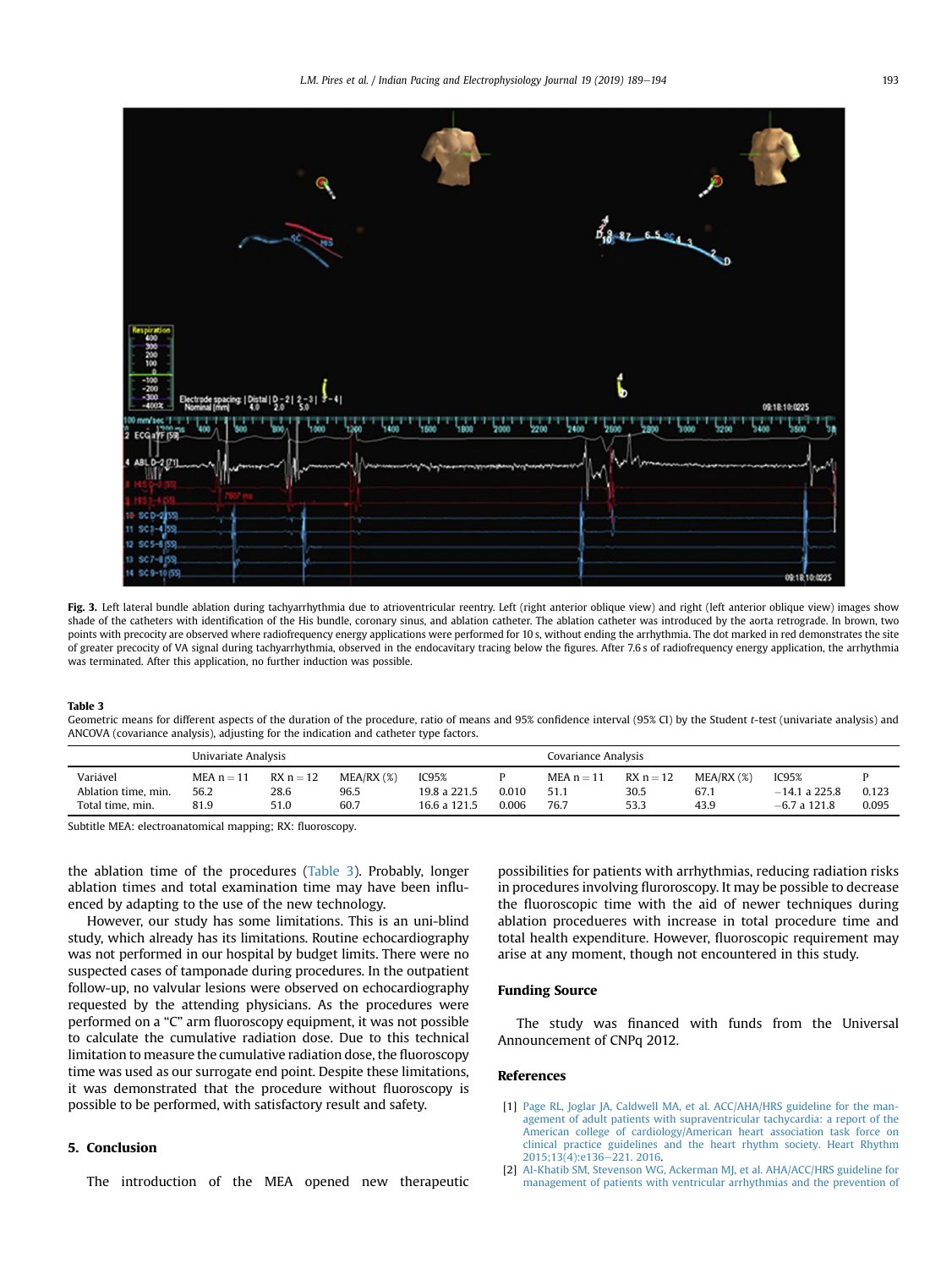**Fig. 3.** Left lateral bundle ablation during tachyarrhythmia due to atrioventricular reentry. Left (right anterior oblique view) and right (left anterior oblique view) images show shade of the catheters with identification of the His bundle, coronary sinus, and ablation catheter. The ablation catheter was introduced by the aorta retrograde. In brown, two points with precocity are observed where radiofrequency energy applications were performed for 10 s, without ending the arrhythmia. The dot marked in red demonstrates the site of greater precocity of VA signal during tachyarrhythmia, observed in the endocavitary tracing below the figures. After 7.6 s of radiofrequency energy application, the arrhythmia was terminated. After this application, no further induction was possible.

**Table 3**
Geometric means for different aspects of the duration of the procedure, ratio of means and 95% confidence interval (95% CI) by the Student *t*-test (univariate analysis) and ANCOVA (covariance analysis), adjusting for the indication and catheter type factors.

| | Univariate Analysis | | | | | Covariance Analysis | | | | |
|---|---|---|---|---|---|---|---|---|---|---|
| Variável | MEA n = 11 | RX n = 12 | MEA/RX (%) | IC95% | P | MEA n = 11 | RX n = 12 | MEA/RX (%) | IC95% | P |
| Ablation time, min. | 56.2 | 28.6 | 96.5 | 19.8 a 221.5 | 0.010 | 51.1 | 30.5 | 67.1 | −14.1 a 225.8 | 0.123 |
| Total time, min. | 81.9 | 51.0 | 60.7 | 16.6 a 121.5 | 0.006 | 76.7 | 53.3 | 43.9 | −6.7 a 121.8 | 0.095 |

Subtitle MEA: electroanatomical mapping; RX: fluoroscopy.

the ablation time of the procedures (Table 3). Probably, longer ablation times and total examination time may have been influenced by adapting to the use of the new technology.

However, our study has some limitations. This is an uni-blind study, which already has its limitations. Routine echocardiography was not performed in our hospital by budget limits. There were no suspected cases of tamponade during procedures. In the outpatient follow-up, no valvular lesions were observed on echocardiography requested by the attending physicians. As the procedures were performed on a "C" arm fluoroscopy equipment, it was not possible to calculate the cumulative radiation dose. Due to this technical limitation to measure the cumulative radiation dose, the fluoroscopy time was used as our surrogate end point. Despite these limitations, it was demonstrated that the procedure without fluoroscopy is possible to be performed, with satisfactory result and safety.

## 5. Conclusion

The introduction of the MEA opened new therapeutic possibilities for patients with arrhythmias, reducing radiation risks in procedures involving flurorоscopy. It may be possible to decrease the fluoroscopic time with the aid of newer techniques during ablation proceduеres with increase in total procedure time and total health expenditure. However, fluoroscopic requirement may arise at any moment, though not encountered in this study.

## Funding Source

The study was financed with funds from the Universal Announcement of CNPq 2012.

## References

[1] Page RL, Joglar JA, Caldwell MA, et al. ACC/AHA/HRS guideline for the management of adult patients with supraventricular tachycardia: a report of the American college of cardiology/American heart association task force on clinical practice guidelines and the heart rhythm society. Heart Rhythm 2015;13(4):e136–221. 2016.

[2] Al-Khatib SM, Stevenson WG, Ackerman MJ, et al. AHA/ACC/HRS guideline for management of patients with ventricular arrhythmias and the prevention of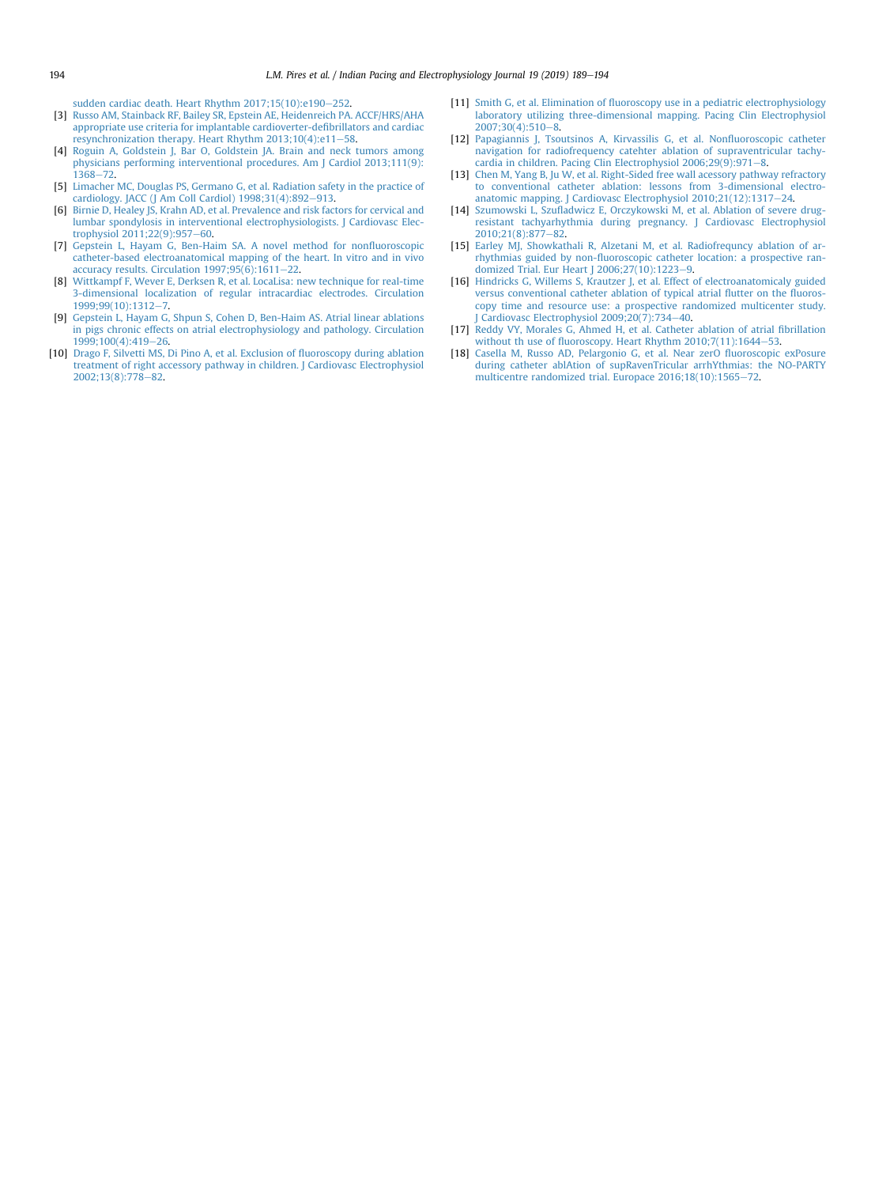sudden cardiac death. Heart Rhythm 2017;15(10):e190–252.

[3] Russo AM, Stainback RF, Bailey SR, Epstein AE, Heidenreich PA. ACCF/HRS/AHA appropriate use criteria for implantable cardioverter-defibrillators and cardiac resynchronization therapy. Heart Rhythm 2013;10(4):e11–58.

[4] Roguin A, Goldstein J, Bar O, Goldstein JA. Brain and neck tumors among physicians performing interventional procedures. Am J Cardiol 2013;111(9):1368–72.

[5] Limacher MC, Douglas PS, Germano G, et al. Radiation safety in the practice of cardiology. JACC (J Am Coll Cardiol) 1998;31(4):892–913.

[6] Birnie D, Healey JS, Krahn AD, et al. Prevalence and risk factors for cervical and lumbar spondylosis in interventional electrophysiologists. J Cardiovasc Electrophysiol 2011;22(9):957–60.

[7] Gepstein L, Hayam G, Ben-Haim SA. A novel method for nonfluoroscopic catheter-based electroanatomical mapping of the heart. In vitro and in vivo accuracy results. Circulation 1997;95(6):1611–22.

[8] Wittkampf F, Wever E, Derksen R, et al. LocaLisa: new technique for real-time 3-dimensional localization of regular intracardiac electrodes. Circulation 1999;99(10):1312–7.

[9] Gepstein L, Hayam G, Shpun S, Cohen D, Ben-Haim AS. Atrial linear ablations in pigs chronic effects on atrial electrophysiology and pathology. Circulation 1999;100(4):419–26.

[10] Drago F, Silvetti MS, Di Pino A, et al. Exclusion of fluoroscopy during ablation treatment of right accessory pathway in children. J Cardiovasc Electrophysiol 2002;13(8):778–82.

[11] Smith G, et al. Elimination of fluoroscopy use in a pediatric electrophysiology laboratory utilizing three-dimensional mapping. Pacing Clin Electrophysiol 2007;30(4):510–8.

[12] Papagiannis J, Tsoutsinos A, Kirvassilis G, et al. Nonfluoroscopic catheter navigation for radiofrequency catehter ablation of supraventricular tachycardia in children. Pacing Clin Electrophysiol 2006;29(9):971–8.

[13] Chen M, Yang B, Ju W, et al. Right-Sided free wall acessory pathway refractory to conventional catheter ablation: lessons from 3-dimensional electroanatomic mapping. J Cardiovasc Electrophysiol 2010;21(12):1317–24.

[14] Szumowski L, Szufladwicz E, Orczykowski M, et al. Ablation of severe drug-resistant tachyarhythmia during pregnancy. J Cardiovasc Electrophysiol 2010;21(8):877–82.

[15] Earley MJ, Showkathali R, Alzetani M, et al. Radiofrequncy ablation of arrhythmias guided by non-fluoroscopic catheter location: a prospective randomized Trial. Eur Heart J 2006;27(10):1223–9.

[16] Hindricks G, Willems S, Krautzer J, et al. Effect of electroanatomicaly guided versus conventional catheter ablation of typical atrial flutter on the fluoroscopy time and resource use: a prospective randomized multicenter study. J Cardiovasc Electrophysiol 2009;20(7):734–40.

[17] Reddy VY, Morales G, Ahmed H, et al. Catheter ablation of atrial fibrillation without th use of fluoroscopy. Heart Rhythm 2010;7(11):1644–53.

[18] Casella M, Russo AD, Pelargonio G, et al. Near zerO fluoroscopic exPosure during catheter ablAtion of supRavenTricular arrhYthmias: the NO-PARTY multicentre randomized trial. Europace 2016;18(10):1565–72.